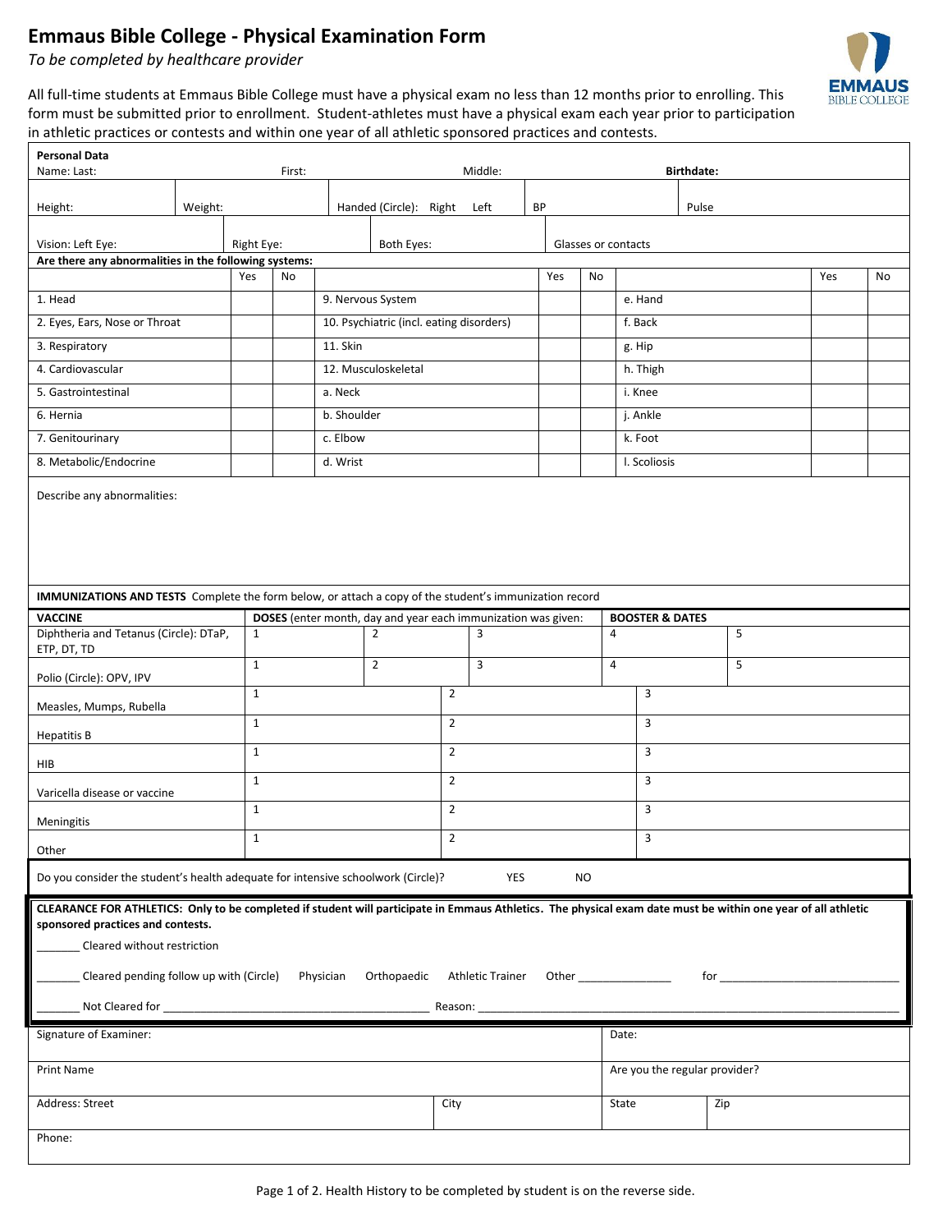# Emmaus Bible College - Physical Examination Form

*To be completed by healthcare provider*

All full-time students at Emmaus Bible College must have a physical exam no less than 12 months prior to enrolling. This form must be submitted prior to enrollment. Student-athletes must have a physical exam each year prior to participation in athletic practices or contests and within one year of all athletic sponsored practices and contests.

**Personal Data**

Name: Last: First: Middle: **Birthdate:**

Height: Weight: Handed (Circle): Right Left BP Pulse

Vision: Left Eye: Right Eye: Both Eyes: Glasses or contacts

**Are there any abnormalities in the following systems:**

| | Yes | No | | Yes | No | | Yes | No |
|---|---|---|---|---|---|---|---|---|
| 1. Head | | | 9. Nervous System | | | e. Hand | | |
| 2. Eyes, Ears, Nose or Throat | | | 10. Psychiatric (incl. eating disorders) | | | f. Back | | |
| 3. Respiratory | | | 11. Skin | | | g. Hip | | |
| 4. Cardiovascular | | | 12. Musculoskeletal | | | h. Thigh | | |
| 5. Gastrointestinal | | | a. Neck | | | i. Knee | | |
| 6. Hernia | | | b. Shoulder | | | j. Ankle | | |
| 7. Genitourinary | | | c. Elbow | | | k. Foot | | |
| 8. Metabolic/Endocrine | | | d. Wrist | | | l. Scoliosis | | |

Describe any abnormalities:

**IMMUNIZATIONS AND TESTS** Complete the form below, or attach a copy of the student's immunization record

| VACCINE | DOSES (enter month, day and year each immunization was given: | | | BOOSTER & DATES | |
|---|---|---|---|---|---|
| Diphtheria and Tetanus (Circle): DTaP, ETP, DT, TD | 1 | 2 | 3 | 4 | 5 |
| Polio (Circle): OPV, IPV | 1 | 2 | 3 | 4 | 5 |
| Measles, Mumps, Rubella | 1 | 2 | 3 | | |
| Hepatitis B | 1 | 2 | 3 | | |
| HIB | 1 | 2 | 3 | | |
| Varicella disease or vaccine | 1 | 2 | 3 | | |
| Meningitis | 1 | 2 | 3 | | |
| Other | 1 | 2 | 3 | | |

Do you consider the student's health adequate for intensive schoolwork (Circle)? YES NO

**CLEARANCE FOR ATHLETICS: Only to be completed if student will participate in Emmaus Athletics. The physical exam date must be within one year of all athletic sponsored practices and contests.**

_______ Cleared without restriction

_______ Cleared pending follow up with (Circle) Physician Orthopaedic Athletic Trainer Other _______________ for _____________________________

_______ Not Cleared for _________________________________________ Reason: _______________________________________________________________

Signature of Examiner: Date:

Print Name Are you the regular provider?

Address: Street City State Zip

Phone:

Page 1 of 2. Health History to be completed by student is on the reverse side.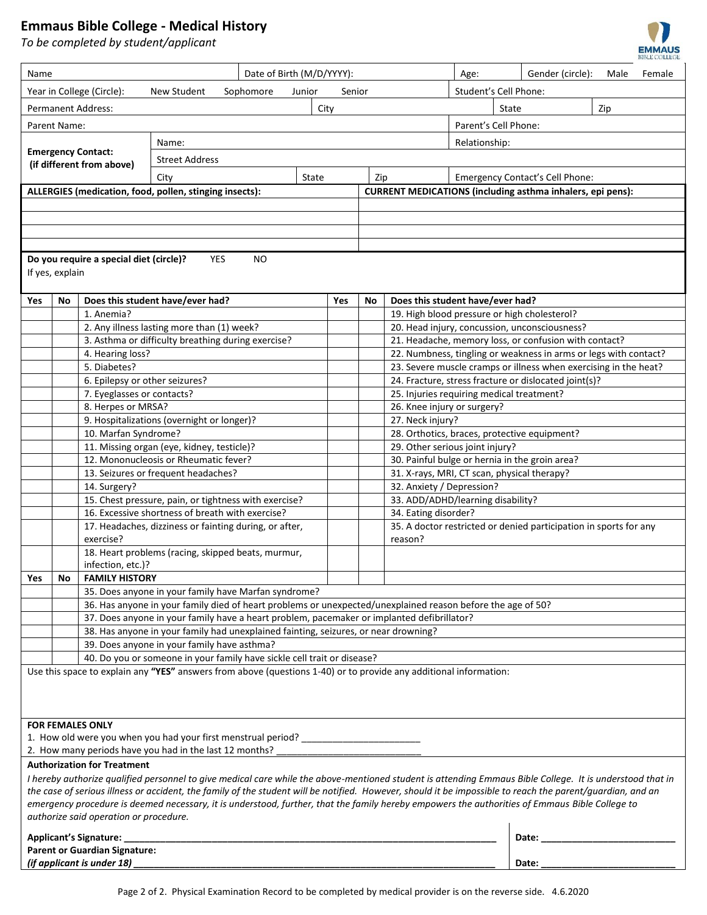# Emmaus Bible College - Medical History

*To be completed by student/applicant*

| | | | | |
|---|---|---|---|---|
| Name | Date of Birth (M/D/YYYY): | | Age: | Gender (circle): Male Female |
| Year in College (Circle): New Student Sophomore Junior Senior | | | Student's Cell Phone: | |
| Permanent Address: | City | | State | Zip |
| Parent Name: | | | Parent's Cell Phone: | |
| **Emergency Contact: (if different from above)** | Name: | | Relationship: | |
| | Street Address | | | |
| | City | State | Zip | Emergency Contact's Cell Phone: |

| **ALLERGIES (medication, food, pollen, stinging insects):** | **CURRENT MEDICATIONS (including asthma inhalers, epi pens):** |
|---|---|
| | |
| | |
| | |
| | |

**Do you require a special diet (circle)?** YES NO

If yes, explain

| Yes | No | Does this student have/ever had? | Yes | No | Does this student have/ever had? |
|---|---|---|---|---|---|
| | | 1. Anemia? | | | 19. High blood pressure or high cholesterol? |
| | | 2. Any illness lasting more than (1) week? | | | 20. Head injury, concussion, unconsciousness? |
| | | 3. Asthma or difficulty breathing during exercise? | | | 21. Headache, memory loss, or confusion with contact? |
| | | 4. Hearing loss? | | | 22. Numbness, tingling or weakness in arms or legs with contact? |
| | | 5. Diabetes? | | | 23. Severe muscle cramps or illness when exercising in the heat? |
| | | 6. Epilepsy or other seizures? | | | 24. Fracture, stress fracture or dislocated joint(s)? |
| | | 7. Eyeglasses or contacts? | | | 25. Injuries requiring medical treatment? |
| | | 8. Herpes or MRSA? | | | 26. Knee injury or surgery? |
| | | 9. Hospitalizations (overnight or longer)? | | | 27. Neck injury? |
| | | 10. Marfan Syndrome? | | | 28. Orthotics, braces, protective equipment? |
| | | 11. Missing organ (eye, kidney, testicle)? | | | 29. Other serious joint injury? |
| | | 12. Mononucleosis or Rheumatic fever? | | | 30. Painful bulge or hernia in the groin area? |
| | | 13. Seizures or frequent headaches? | | | 31. X-rays, MRI, CT scan, physical therapy? |
| | | 14. Surgery? | | | 32. Anxiety / Depression? |
| | | 15. Chest pressure, pain, or tightness with exercise? | | | 33. ADD/ADHD/learning disability? |
| | | 16. Excessive shortness of breath with exercise? | | | 34. Eating disorder? |
| | | 17. Headaches, dizziness or fainting during, or after, exercise? | | | 35. A doctor restricted or denied participation in sports for any reason? |
| | | 18. Heart problems (racing, skipped beats, murmur, infection, etc.)? | | | |

| Yes | No | FAMILY HISTORY |
|---|---|---|
| | | 35. Does anyone in your family have Marfan syndrome? |
| | | 36. Has anyone in your family died of heart problems or unexpected/unexplained reason before the age of 50? |
| | | 37. Does anyone in your family have a heart problem, pacemaker or implanted defibrillator? |
| | | 38. Has anyone in your family had unexplained fainting, seizures, or near drowning? |
| | | 39. Does anyone in your family have asthma? |
| | | 40. Do you or someone in your family have sickle cell trait or disease? |

Use this space to explain any **"YES"** answers from above (questions 1-40) or to provide any additional information:

**FOR FEMALES ONLY**

1. How old were you when you had your first menstrual period? \_\_\_\_\_\_\_\_\_\_\_\_\_\_\_\_\_\_\_\_\_\_\_
2. How many periods have you had in the last 12 months? \_\_\_\_\_\_\_\_\_\_\_\_\_\_\_\_\_\_\_\_\_\_\_\_\_\_\_\_

**Authorization for Treatment**

*I hereby authorize qualified personnel to give medical care while the above-mentioned student is attending Emmaus Bible College. It is understood that in the case of serious illness or accident, the family of the student will be notified. However, should it be impossible to reach the parent/guardian, and an emergency procedure is deemed necessary, it is understood, further, that the family hereby empowers the authorities of Emmaus Bible College to authorize said operation or procedure.*

**Applicant's Signature:** \_\_\_\_\_\_\_\_\_\_\_\_\_\_\_\_\_\_\_\_\_\_\_\_\_\_\_\_\_\_\_\_\_\_\_\_\_\_\_\_\_\_\_\_\_\_\_\_\_\_\_\_\_\_\_\_ **Date:** \_\_\_\_\_\_\_\_\_\_\_\_\_\_\_\_\_\_\_\_\_\_\_\_\_\_

**Parent or Guardian Signature:**
***(if applicant is under 18)*** \_\_\_\_\_\_\_\_\_\_\_\_\_\_\_\_\_\_\_\_\_\_\_\_\_\_\_\_\_\_\_\_\_\_\_\_\_\_\_\_\_\_\_\_\_\_\_\_\_\_\_\_\_\_\_\_ **Date:** \_\_\_\_\_\_\_\_\_\_\_\_\_\_\_\_\_\_\_\_\_\_\_\_\_\_

Physical Examination Record to be completed by medical provider is on the reverse side. 4.6.2020